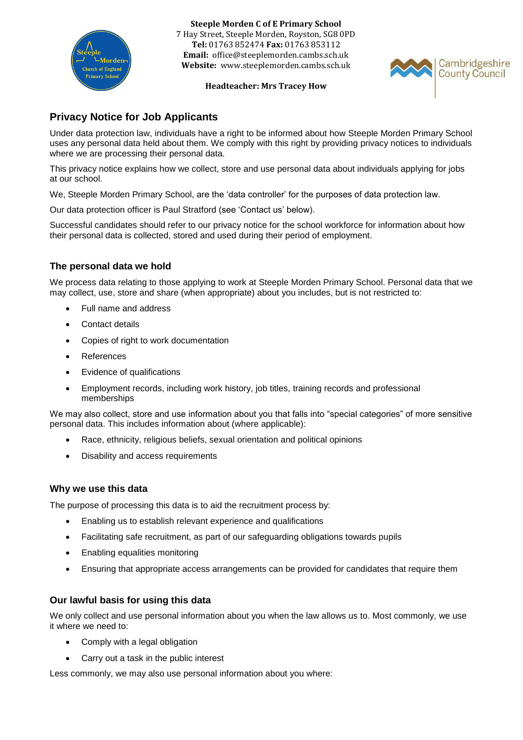**Steeple Morden C of E Primary School**
7 Hay Street, Steeple Morden, Royston, SG8 0PD
**Tel:** 01763 852474 **Fax:** 01763 853112
**Email:** office@steeplemorden.cambs.sch.uk
**Website:** www.steeplemorden.cambs.sch.uk

**Headteacher: Mrs Tracey How**

## Privacy Notice for Job Applicants

Under data protection law, individuals have a right to be informed about how Steeple Morden Primary School uses any personal data held about them. We comply with this right by providing privacy notices to individuals where we are processing their personal data.

This privacy notice explains how we collect, store and use personal data about individuals applying for jobs at our school.

We, Steeple Morden Primary School, are the 'data controller' for the purposes of data protection law.

Our data protection officer is Paul Stratford (see 'Contact us' below).

Successful candidates should refer to our privacy notice for the school workforce for information about how their personal data is collected, stored and used during their period of employment.

### The personal data we hold

We process data relating to those applying to work at Steeple Morden Primary School. Personal data that we may collect, use, store and share (when appropriate) about you includes, but is not restricted to:

- Full name and address
- Contact details
- Copies of right to work documentation
- References
- Evidence of qualifications
- Employment records, including work history, job titles, training records and professional memberships

We may also collect, store and use information about you that falls into "special categories" of more sensitive personal data. This includes information about (where applicable):

- Race, ethnicity, religious beliefs, sexual orientation and political opinions
- Disability and access requirements

### Why we use this data

The purpose of processing this data is to aid the recruitment process by:

- Enabling us to establish relevant experience and qualifications
- Facilitating safe recruitment, as part of our safeguarding obligations towards pupils
- Enabling equalities monitoring
- Ensuring that appropriate access arrangements can be provided for candidates that require them

### Our lawful basis for using this data

We only collect and use personal information about you when the law allows us to. Most commonly, we use it where we need to:

- Comply with a legal obligation
- Carry out a task in the public interest

Less commonly, we may also use personal information about you where: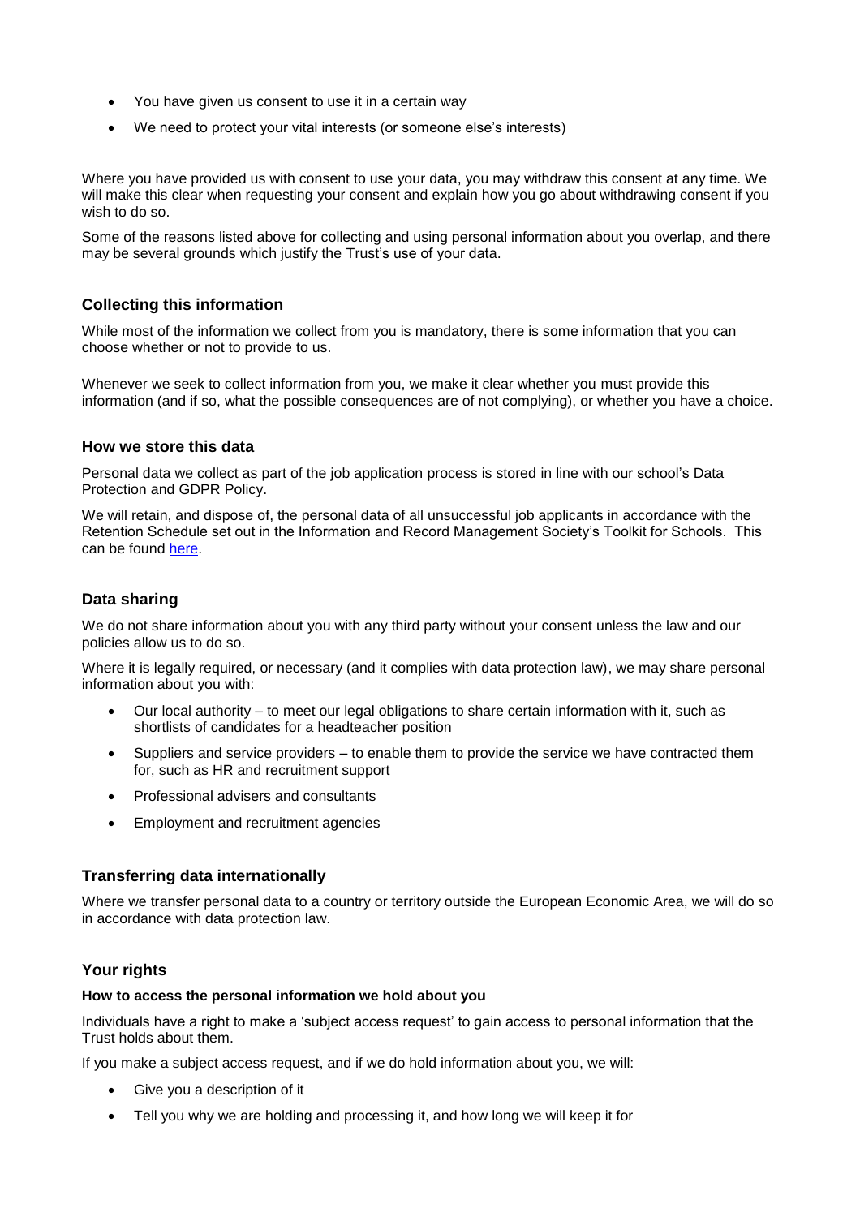- You have given us consent to use it in a certain way
- We need to protect your vital interests (or someone else's interests)

Where you have provided us with consent to use your data, you may withdraw this consent at any time. We will make this clear when requesting your consent and explain how you go about withdrawing consent if you wish to do so.

Some of the reasons listed above for collecting and using personal information about you overlap, and there may be several grounds which justify the Trust's use of your data.

## Collecting this information

While most of the information we collect from you is mandatory, there is some information that you can choose whether or not to provide to us.

Whenever we seek to collect information from you, we make it clear whether you must provide this information (and if so, what the possible consequences are of not complying), or whether you have a choice.

## How we store this data

Personal data we collect as part of the job application process is stored in line with our school's Data Protection and GDPR Policy.

We will retain, and dispose of, the personal data of all unsuccessful job applicants in accordance with the Retention Schedule set out in the Information and Record Management Society's Toolkit for Schools. This can be found here.

## Data sharing

We do not share information about you with any third party without your consent unless the law and our policies allow us to do so.

Where it is legally required, or necessary (and it complies with data protection law), we may share personal information about you with:

- Our local authority – to meet our legal obligations to share certain information with it, such as shortlists of candidates for a headteacher position
- Suppliers and service providers – to enable them to provide the service we have contracted them for, such as HR and recruitment support
- Professional advisers and consultants
- Employment and recruitment agencies

## Transferring data internationally

Where we transfer personal data to a country or territory outside the European Economic Area, we will do so in accordance with data protection law.

## Your rights

#### How to access the personal information we hold about you

Individuals have a right to make a 'subject access request' to gain access to personal information that the Trust holds about them.

If you make a subject access request, and if we do hold information about you, we will:

- Give you a description of it
- Tell you why we are holding and processing it, and how long we will keep it for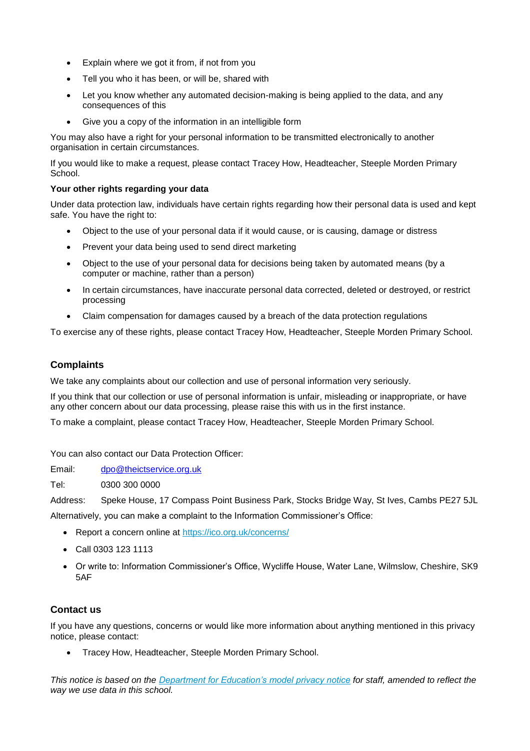- Explain where we got it from, if not from you
- Tell you who it has been, or will be, shared with
- Let you know whether any automated decision-making is being applied to the data, and any consequences of this
- Give you a copy of the information in an intelligible form

You may also have a right for your personal information to be transmitted electronically to another organisation in certain circumstances.

If you would like to make a request, please contact Tracey How, Headteacher, Steeple Morden Primary School.

**Your other rights regarding your data**

Under data protection law, individuals have certain rights regarding how their personal data is used and kept safe. You have the right to:

- Object to the use of your personal data if it would cause, or is causing, damage or distress
- Prevent your data being used to send direct marketing
- Object to the use of your personal data for decisions being taken by automated means (by a computer or machine, rather than a person)
- In certain circumstances, have inaccurate personal data corrected, deleted or destroyed, or restrict processing
- Claim compensation for damages caused by a breach of the data protection regulations

To exercise any of these rights, please contact Tracey How, Headteacher, Steeple Morden Primary School.

## Complaints

We take any complaints about our collection and use of personal information very seriously.

If you think that our collection or use of personal information is unfair, misleading or inappropriate, or have any other concern about our data processing, please raise this with us in the first instance.

To make a complaint, please contact Tracey How, Headteacher, Steeple Morden Primary School.

You can also contact our Data Protection Officer:

Email: [dpo@theictservice.org.uk](mailto:dpo@theictservice.org.uk)

Tel: 0300 300 0000

Address: Speke House, 17 Compass Point Business Park, Stocks Bridge Way, St Ives, Cambs PE27 5JL

Alternatively, you can make a complaint to the Information Commissioner's Office:

- Report a concern online at [https://ico.org.uk/concerns/](https://ico.org.uk/concerns/)
- Call 0303 123 1113
- Or write to: Information Commissioner's Office, Wycliffe House, Water Lane, Wilmslow, Cheshire, SK9 5AF

## Contact us

If you have any questions, concerns or would like more information about anything mentioned in this privacy notice, please contact:

- Tracey How, Headteacher, Steeple Morden Primary School.

*This notice is based on the [Department for Education's model privacy notice](#) for staff, amended to reflect the way we use data in this school.*